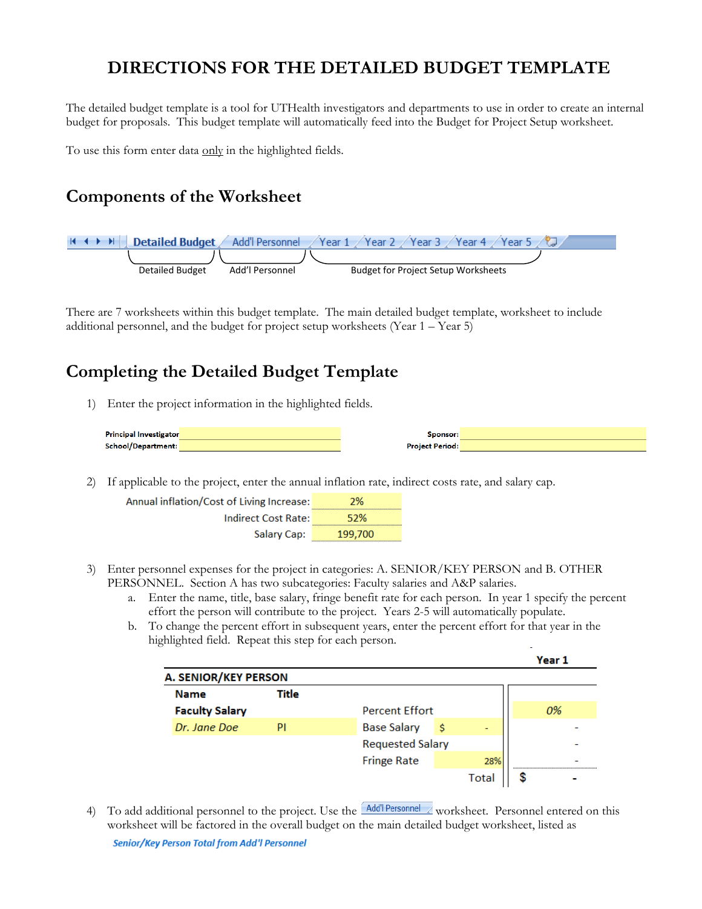# DIRECTIONS FOR THE DETAILED BUDGET TEMPLATE

The detailed budget template is a tool for UTHealth investigators and departments to use in order to create an internal budget for proposals. This budget template will automatically feed into the Budget for Project Setup worksheet.

To use this form enter data only in the highlighted fields.

## Components of the Worksheet

Detailed Budget | Add'l Personnel | Year 1 | Year 2 | Year 3 | Year 4 | Year 5

Detailed Budget — Add'l Personnel — Budget for Project Setup Worksheets

There are 7 worksheets within this budget template. The main detailed budget template, worksheet to include additional personnel, and the budget for project setup worksheets (Year 1 – Year 5)

## Completing the Detailed Budget Template

1) Enter the project information in the highlighted fields.

| | | | |
|---|---|---|---|
| **Principal Investigator** | | **Sponsor:** | |
| **School/Department:** | | **Project Period:** | |

2) If applicable to the project, enter the annual inflation rate, indirect costs rate, and salary cap.

| | |
|---|---|
| Annual inflation/Cost of Living Increase: | 2% |
| Indirect Cost Rate: | 52% |
| Salary Cap: | 199,700 |

3) Enter personnel expenses for the project in categories: A. SENIOR/KEY PERSON and B. OTHER PERSONNEL. Section A has two subcategories: Faculty salaries and A&P salaries.
   a. Enter the name, title, base salary, fringe benefit rate for each person. In year 1 specify the percent effort the person will contribute to the project. Years 2-5 will automatically populate.
   b. To change the percent effort in subsequent years, enter the percent effort for that year in the highlighted field. Repeat this step for each person.

| **A. SENIOR/KEY PERSON** | | | | **Year 1** |
|---|---|---|---|---|
| **Name** | **Title** | | | |
| **Faculty Salary** | | Percent Effort | | *0%* |
| *Dr. Jane Doe* | PI | Base Salary | $ - | - |
| | | Requested Salary | | - |
| | | Fringe Rate | 28% | - |
| | | | Total | $ - |

4) To add additional personnel to the project. Use the Add'l Personnel worksheet. Personnel entered on this worksheet will be factored in the overall budget on the main detailed budget worksheet, listed as

*Senior/Key Person Total from Add'l Personnel*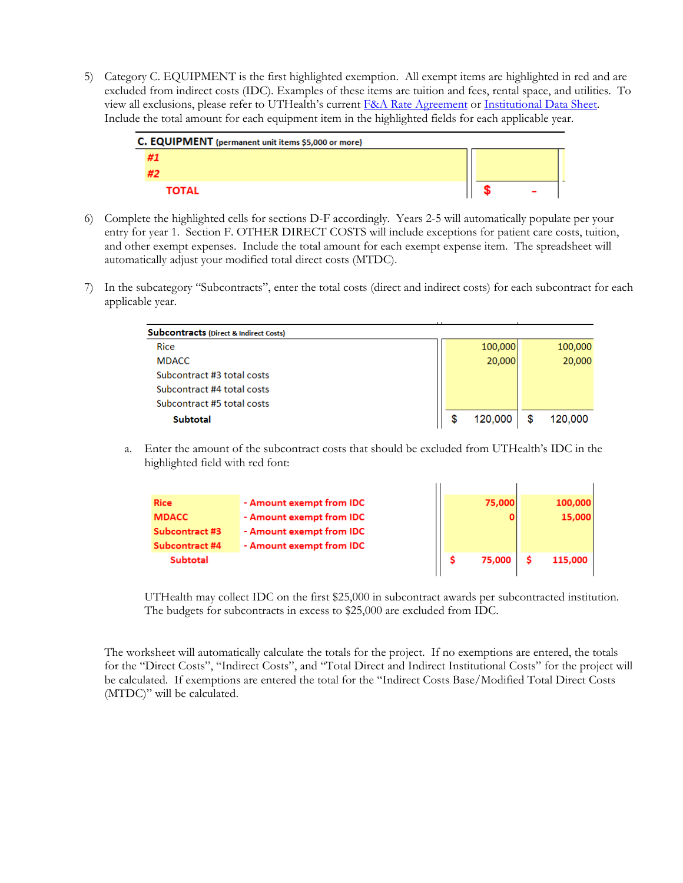5) Category C. EQUIPMENT is the first highlighted exemption. All exempt items are highlighted in red and are excluded from indirect costs (IDC). Examples of these items are tuition and fees, rental space, and utilities. To view all exclusions, please refer to UTHealth's current F&A Rate Agreement or Institutional Data Sheet. Include the total amount for each equipment item in the highlighted fields for each applicable year.

| **C. EQUIPMENT** (permanent unit items $5,000 or more) | |
|---|---|
| **#1** | |
| **#2** | |
| **TOTAL** | $ - |

6) Complete the highlighted cells for sections D-F accordingly. Years 2-5 will automatically populate per your entry for year 1. Section F. OTHER DIRECT COSTS will include exceptions for patient care costs, tuition, and other exempt expenses. Include the total amount for each exempt expense item. The spreadsheet will automatically adjust your modified total direct costs (MTDC).

7) In the subcategory "Subcontracts", enter the total costs (direct and indirect costs) for each subcontract for each applicable year.

| **Subcontracts** (Direct & Indirect Costs) | | |
|---|---|---|
| Rice | 100,000 | 100,000 |
| MDACC | 20,000 | 20,000 |
| Subcontract #3 total costs | | |
| Subcontract #4 total costs | | |
| Subcontract #5 total costs | | |
| **Subtotal** | $ 120,000 | $ 120,000 |

a. Enter the amount of the subcontract costs that should be excluded from UTHealth's IDC in the highlighted field with red font:

| | | | |
|---|---|---|---|
| **Rice** | **- Amount exempt from IDC** | **75,000** | **100,000** |
| **MDACC** | **- Amount exempt from IDC** | **0** | **15,000** |
| **Subcontract #3** | **- Amount exempt from IDC** | | |
| **Subcontract #4** | **- Amount exempt from IDC** | | |
| **Subtotal** | | **$ 75,000** | **$ 115,000** |

UTHealth may collect IDC on the first $25,000 in subcontract awards per subcontracted institution. The budgets for subcontracts in excess to $25,000 are excluded from IDC.

The worksheet will automatically calculate the totals for the project. If no exemptions are entered, the totals for the "Direct Costs", "Indirect Costs", and "Total Direct and Indirect Institutional Costs" for the project will be calculated. If exemptions are entered the total for the "Indirect Costs Base/Modified Total Direct Costs (MTDC)" will be calculated.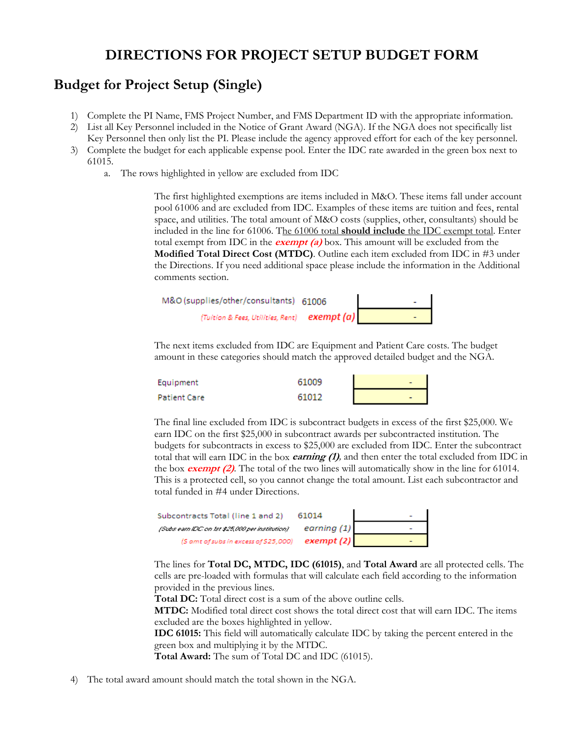# DIRECTIONS FOR PROJECT SETUP BUDGET FORM

## Budget for Project Setup (Single)

1) Complete the PI Name, FMS Project Number, and FMS Department ID with the appropriate information.
2) List all Key Personnel included in the Notice of Grant Award (NGA). If the NGA does not specifically list Key Personnel then only list the PI. Please include the agency approved effort for each of the key personnel.
3) Complete the budget for each applicable expense pool. Enter the IDC rate awarded in the green box next to 61015.
    a. The rows highlighted in yellow are excluded from IDC

The first highlighted exemptions are items included in M&O. These items fall under account pool 61006 and are excluded from IDC. Examples of these items are tuition and fees, rental space, and utilities. The total amount of M&O costs (supplies, other, consultants) should be included in the line for 61006. The 61006 total **should include** the IDC exempt total. Enter total exempt from IDC in the ***exempt (a)*** box. This amount will be excluded from the **Modified Total Direct Cost (MTDC)**. Outline each item excluded from IDC in #3 under the Directions. If you need additional space please include the information in the Additional comments section.

| | | |
|---|---|---|
| M&O (supplies/other/consultants) | 61006 | - |
| *(Tuition & Fees, Utilities, Rent)* | *exempt (a)* | - |

The next items excluded from IDC are Equipment and Patient Care costs. The budget amount in these categories should match the approved detailed budget and the NGA.

| | | |
|---|---|---|
| Equipment | 61009 | - |
| Patient Care | 61012 | - |

The final line excluded from IDC is subcontract budgets in excess of the first $25,000. We earn IDC on the first $25,000 in subcontract awards per subcontracted institution. The budgets for subcontracts in excess to $25,000 are excluded from IDC. Enter the subcontract total that will earn IDC in the box ***earning (1)***, and then enter the total excluded from IDC in the box ***exempt (2)***. The total of the two lines will automatically show in the line for 61014. This is a protected cell, so you cannot change the total amount. List each subcontractor and total funded in #4 under Directions.

| | | |
|---|---|---|
| Subcontracts Total (line 1 and 2) | 61014 | - |
| *(Subs earn IDC on 1st $25,000 per institution)* | *earning (1)* | - |
| *($ amt of subs in excess of $25,000)* | *exempt (2)* | - |

The lines for **Total DC, MTDC, IDC (61015)**, and **Total Award** are all protected cells. The cells are pre-loaded with formulas that will calculate each field according to the information provided in the previous lines.
**Total DC:** Total direct cost is a sum of the above outline cells.
**MTDC:** Modified total direct cost shows the total direct cost that will earn IDC. The items excluded are the boxes highlighted in yellow.
**IDC 61015:** This field will automatically calculate IDC by taking the percent entered in the green box and multiplying it by the MTDC.
**Total Award:** The sum of Total DC and IDC (61015).

4) The total award amount should match the total shown in the NGA.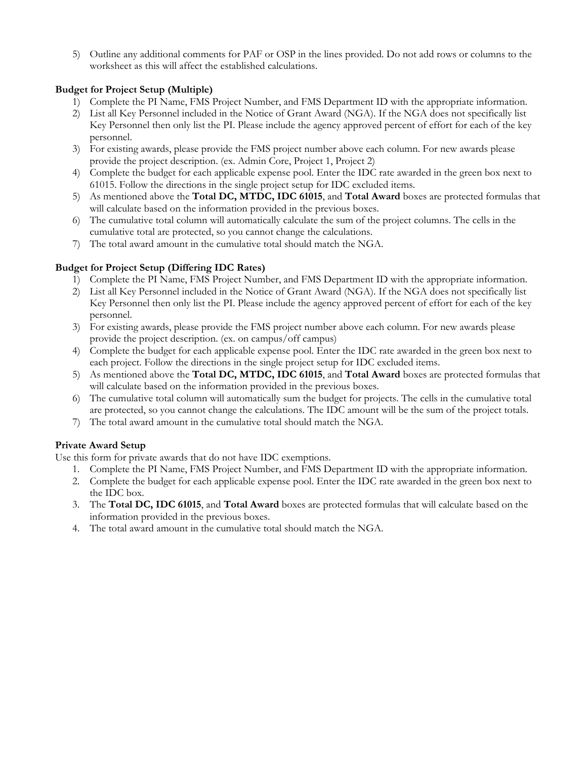5) Outline any additional comments for PAF or OSP in the lines provided. Do not add rows or columns to the worksheet as this will affect the established calculations.

**Budget for Project Setup (Multiple)**

1) Complete the PI Name, FMS Project Number, and FMS Department ID with the appropriate information.
2) List all Key Personnel included in the Notice of Grant Award (NGA). If the NGA does not specifically list Key Personnel then only list the PI. Please include the agency approved percent of effort for each of the key personnel.
3) For existing awards, please provide the FMS project number above each column. For new awards please provide the project description. (ex. Admin Core, Project 1, Project 2)
4) Complete the budget for each applicable expense pool. Enter the IDC rate awarded in the green box next to 61015. Follow the directions in the single project setup for IDC excluded items.
5) As mentioned above the **Total DC, MTDC, IDC 61015**, and **Total Award** boxes are protected formulas that will calculate based on the information provided in the previous boxes.
6) The cumulative total column will automatically calculate the sum of the project columns. The cells in the cumulative total are protected, so you cannot change the calculations.
7) The total award amount in the cumulative total should match the NGA.

**Budget for Project Setup (Differing IDC Rates)**

1) Complete the PI Name, FMS Project Number, and FMS Department ID with the appropriate information.
2) List all Key Personnel included in the Notice of Grant Award (NGA). If the NGA does not specifically list Key Personnel then only list the PI. Please include the agency approved percent of effort for each of the key personnel.
3) For existing awards, please provide the FMS project number above each column. For new awards please provide the project description. (ex. on campus/off campus)
4) Complete the budget for each applicable expense pool. Enter the IDC rate awarded in the green box next to each project. Follow the directions in the single project setup for IDC excluded items.
5) As mentioned above the **Total DC, MTDC, IDC 61015**, and **Total Award** boxes are protected formulas that will calculate based on the information provided in the previous boxes.
6) The cumulative total column will automatically sum the budget for projects. The cells in the cumulative total are protected, so you cannot change the calculations. The IDC amount will be the sum of the project totals.
7) The total award amount in the cumulative total should match the NGA.

**Private Award Setup**

Use this form for private awards that do not have IDC exemptions.

1. Complete the PI Name, FMS Project Number, and FMS Department ID with the appropriate information.
2. Complete the budget for each applicable expense pool. Enter the IDC rate awarded in the green box next to the IDC box.
3. The **Total DC, IDC 61015**, and **Total Award** boxes are protected formulas that will calculate based on the information provided in the previous boxes.
4. The total award amount in the cumulative total should match the NGA.